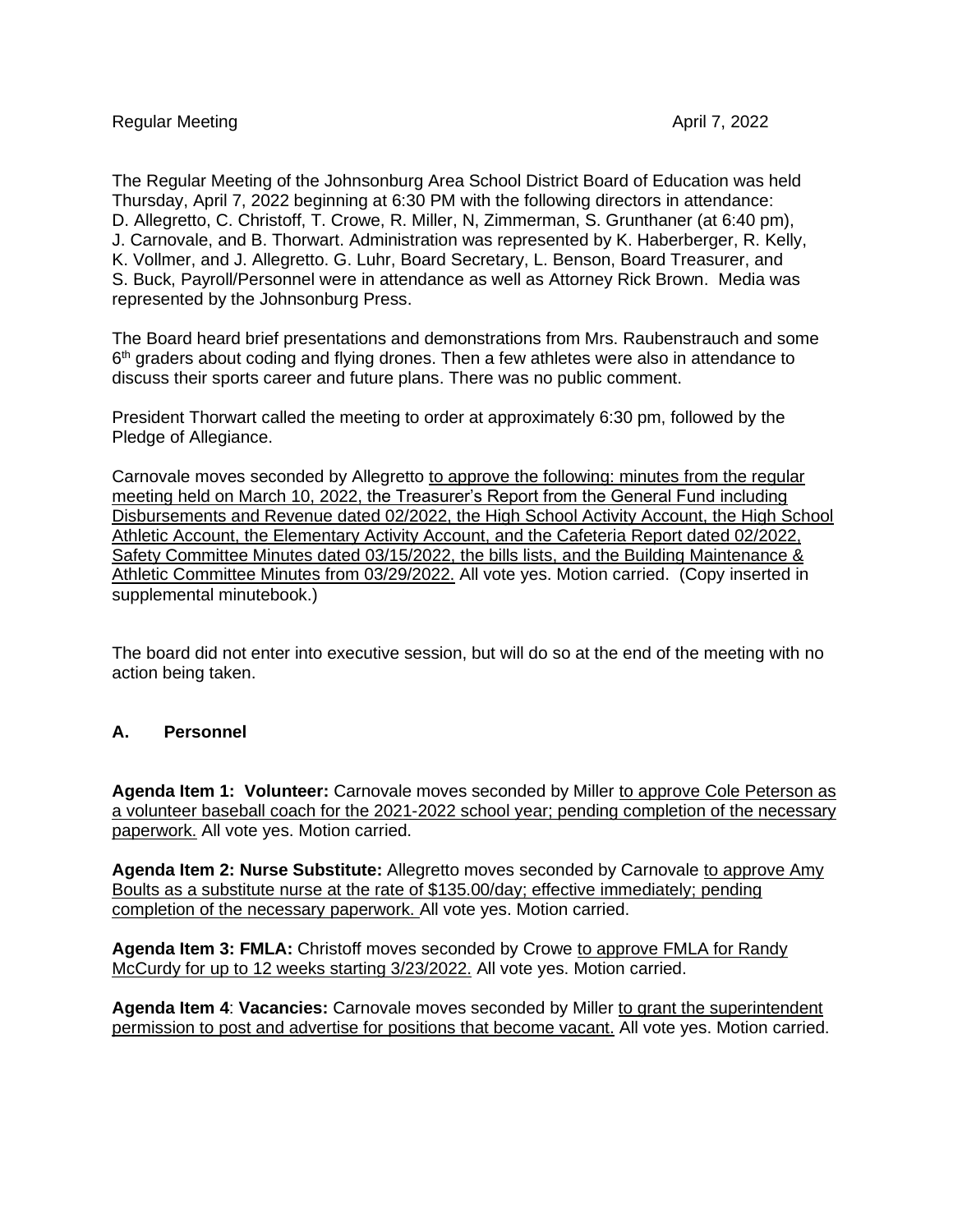Regular Meeting April 7, 2022

The Regular Meeting of the Johnsonburg Area School District Board of Education was held Thursday, April 7, 2022 beginning at 6:30 PM with the following directors in attendance: D. Allegretto, C. Christoff, T. Crowe, R. Miller, N, Zimmerman, S. Grunthaner (at 6:40 pm), J. Carnovale, and B. Thorwart. Administration was represented by K. Haberberger, R. Kelly, K. Vollmer, and J. Allegretto. G. Luhr, Board Secretary, L. Benson, Board Treasurer, and S. Buck, Payroll/Personnel were in attendance as well as Attorney Rick Brown. Media was represented by the Johnsonburg Press.

The Board heard brief presentations and demonstrations from Mrs. Raubenstrauch and some 6th graders about coding and flying drones. Then a few athletes were also in attendance to discuss their sports career and future plans. There was no public comment.

President Thorwart called the meeting to order at approximately 6:30 pm, followed by the Pledge of Allegiance.

Carnovale moves seconded by Allegretto to approve the following: minutes from the regular meeting held on March 10, 2022, the Treasurer's Report from the General Fund including Disbursements and Revenue dated 02/2022, the High School Activity Account, the High School Athletic Account, the Elementary Activity Account, and the Cafeteria Report dated 02/2022, Safety Committee Minutes dated 03/15/2022, the bills lists, and the Building Maintenance & Athletic Committee Minutes from 03/29/2022. All vote yes. Motion carried. (Copy inserted in supplemental minutebook.)

The board did not enter into executive session, but will do so at the end of the meeting with no action being taken.

## A. Personnel

**Agenda Item 1: Volunteer:** Carnovale moves seconded by Miller to approve Cole Peterson as a volunteer baseball coach for the 2021-2022 school year; pending completion of the necessary paperwork. All vote yes. Motion carried.

**Agenda Item 2: Nurse Substitute:** Allegretto moves seconded by Carnovale to approve Amy Boults as a substitute nurse at the rate of $135.00/day; effective immediately; pending completion of the necessary paperwork. All vote yes. Motion carried.

**Agenda Item 3: FMLA:** Christoff moves seconded by Crowe to approve FMLA for Randy McCurdy for up to 12 weeks starting 3/23/2022. All vote yes. Motion carried.

**Agenda Item 4**: **Vacancies:** Carnovale moves seconded by Miller to grant the superintendent permission to post and advertise for positions that become vacant. All vote yes. Motion carried.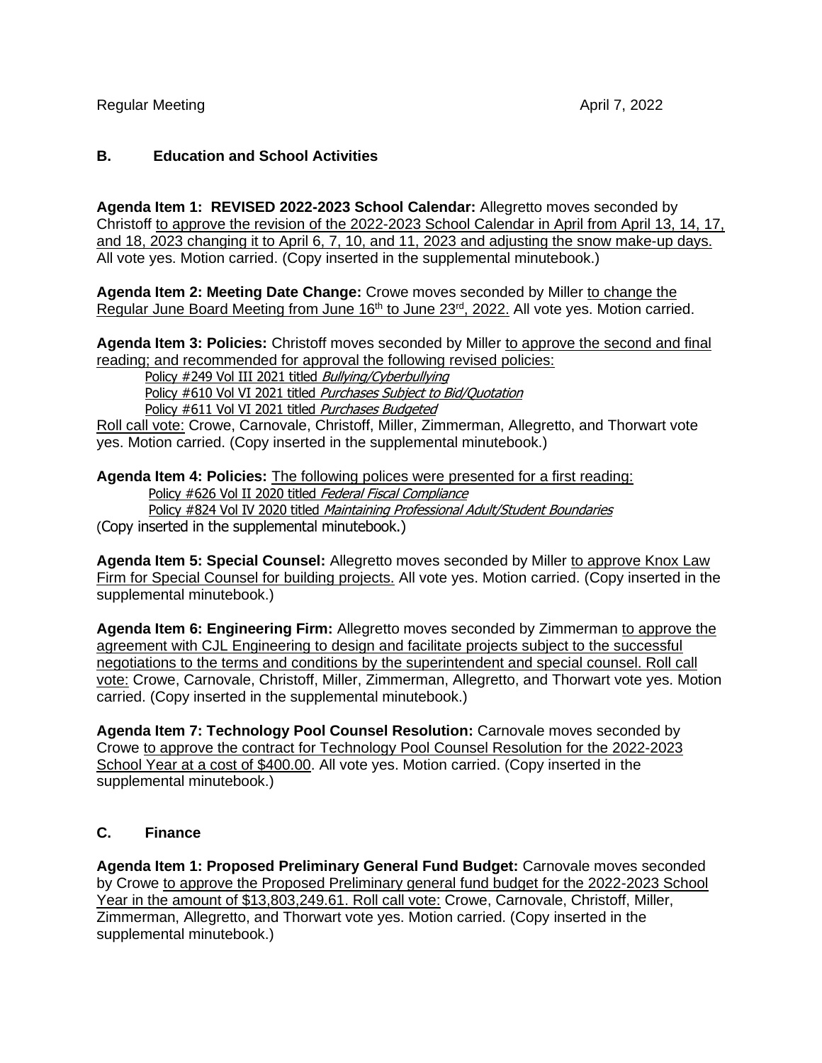Regular Meeting April 7, 2022

## B. Education and School Activities

**Agenda Item 1: REVISED 2022-2023 School Calendar:** Allegretto moves seconded by Christoff to approve the revision of the 2022-2023 School Calendar in April from April 13, 14, 17, and 18, 2023 changing it to April 6, 7, 10, and 11, 2023 and adjusting the snow make-up days. All vote yes. Motion carried. (Copy inserted in the supplemental minutebook.)

**Agenda Item 2: Meeting Date Change:** Crowe moves seconded by Miller to change the Regular June Board Meeting from June 16th to June 23rd, 2022. All vote yes. Motion carried.

**Agenda Item 3: Policies:** Christoff moves seconded by Miller to approve the second and final reading; and recommended for approval the following revised policies:

- Policy #249 Vol III 2021 titled *Bullying/Cyberbullying*
- Policy #610 Vol VI 2021 titled *Purchases Subject to Bid/Quotation*
- Policy #611 Vol VI 2021 titled *Purchases Budgeted*

Roll call vote: Crowe, Carnovale, Christoff, Miller, Zimmerman, Allegretto, and Thorwart vote yes. Motion carried. (Copy inserted in the supplemental minutebook.)

**Agenda Item 4: Policies:** The following polices were presented for a first reading:

- Policy #626 Vol II 2020 titled *Federal Fiscal Compliance*
- Policy #824 Vol IV 2020 titled *Maintaining Professional Adult/Student Boundaries*

(Copy inserted in the supplemental minutebook.)

**Agenda Item 5: Special Counsel:** Allegretto moves seconded by Miller to approve Knox Law Firm for Special Counsel for building projects. All vote yes. Motion carried. (Copy inserted in the supplemental minutebook.)

**Agenda Item 6: Engineering Firm:** Allegretto moves seconded by Zimmerman to approve the agreement with CJL Engineering to design and facilitate projects subject to the successful negotiations to the terms and conditions by the superintendent and special counsel. Roll call vote: Crowe, Carnovale, Christoff, Miller, Zimmerman, Allegretto, and Thorwart vote yes. Motion carried. (Copy inserted in the supplemental minutebook.)

**Agenda Item 7: Technology Pool Counsel Resolution:** Carnovale moves seconded by Crowe to approve the contract for Technology Pool Counsel Resolution for the 2022-2023 School Year at a cost of $400.00. All vote yes. Motion carried. (Copy inserted in the supplemental minutebook.)

## C. Finance

**Agenda Item 1: Proposed Preliminary General Fund Budget:** Carnovale moves seconded by Crowe to approve the Proposed Preliminary general fund budget for the 2022-2023 School Year in the amount of $13,803,249.61. Roll call vote: Crowe, Carnovale, Christoff, Miller, Zimmerman, Allegretto, and Thorwart vote yes. Motion carried. (Copy inserted in the supplemental minutebook.)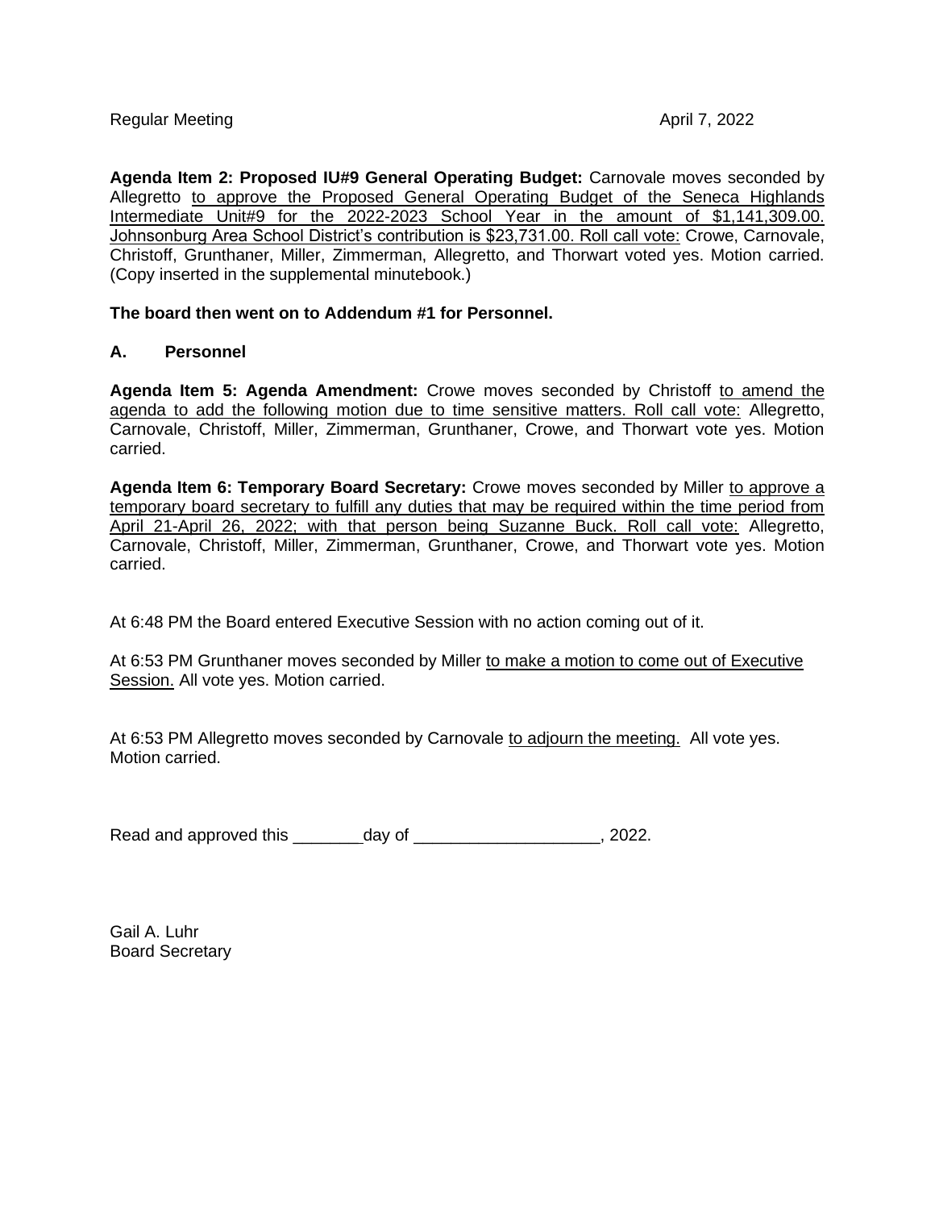Regular Meeting April 7, 2022

**Agenda Item 2: Proposed IU#9 General Operating Budget:** Carnovale moves seconded by Allegretto to approve the Proposed General Operating Budget of the Seneca Highlands Intermediate Unit#9 for the 2022-2023 School Year in the amount of $1,141,309.00. Johnsonburg Area School District's contribution is $23,731.00. Roll call vote: Crowe, Carnovale, Christoff, Grunthaner, Miller, Zimmerman, Allegretto, and Thorwart voted yes. Motion carried. (Copy inserted in the supplemental minutebook.)

**The board then went on to Addendum #1 for Personnel.**

**A. Personnel**

**Agenda Item 5: Agenda Amendment:** Crowe moves seconded by Christoff to amend the agenda to add the following motion due to time sensitive matters. Roll call vote: Allegretto, Carnovale, Christoff, Miller, Zimmerman, Grunthaner, Crowe, and Thorwart vote yes. Motion carried.

**Agenda Item 6: Temporary Board Secretary:** Crowe moves seconded by Miller to approve a temporary board secretary to fulfill any duties that may be required within the time period from April 21-April 26, 2022; with that person being Suzanne Buck. Roll call vote: Allegretto, Carnovale, Christoff, Miller, Zimmerman, Grunthaner, Crowe, and Thorwart vote yes. Motion carried.

At 6:48 PM the Board entered Executive Session with no action coming out of it.

At 6:53 PM Grunthaner moves seconded by Miller to make a motion to come out of Executive Session. All vote yes. Motion carried.

At 6:53 PM Allegretto moves seconded by Carnovale to adjourn the meeting. All vote yes. Motion carried.

Read and approved this ________day of ____________________, 2022.

Gail A. Luhr
Board Secretary